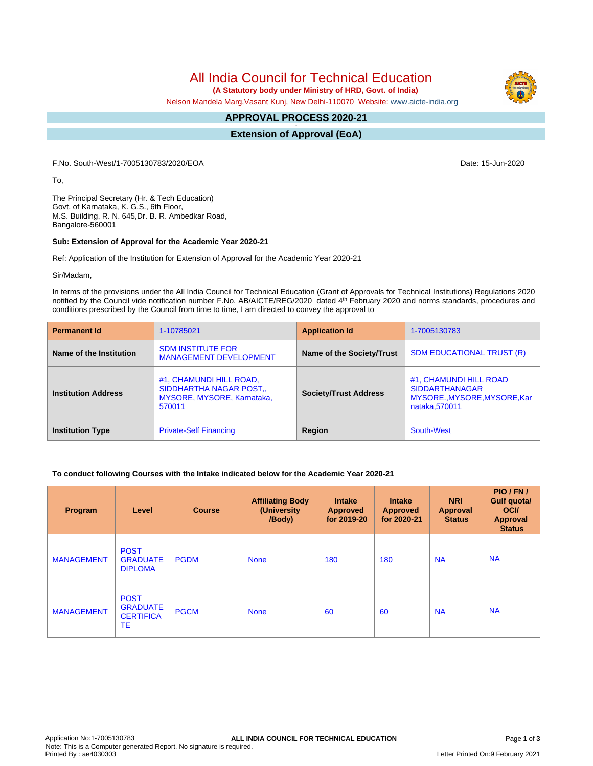# All India Council for Technical Education

**(A Statutory body under Ministry of HRD, Govt. of India)**

Nelson Mandela Marg,Vasant Kunj, New Delhi-110070 Website: www.aicte-india.org

## APPROVAL PROCESS 2020-21

## Extension of Approval (EoA)

F.No. South-West/1-7005130783/2020/EOA

Date: 15-Jun-2020

To,

The Principal Secretary (Hr. & Tech Education)
Govt. of Karnataka, K. G.S., 6th Floor,
M.S. Building, R. N. 645,Dr. B. R. Ambedkar Road,
Bangalore-560001

**Sub: Extension of Approval for the Academic Year 2020-21**

Ref: Application of the Institution for Extension of Approval for the Academic Year 2020-21

Sir/Madam,

In terms of the provisions under the All India Council for Technical Education (Grant of Approvals for Technical Institutions) Regulations 2020 notified by the Council vide notification number F.No. AB/AICTE/REG/2020 dated 4th February 2020 and norms standards, procedures and conditions prescribed by the Council from time to time, I am directed to convey the approval to

| **Permanent Id** | 1-10785021 | **Application Id** | 1-7005130783 |
|---|---|---|---|
| **Name of the Institution** | SDM INSTITUTE FOR MANAGEMENT DEVELOPMENT | **Name of the Society/Trust** | SDM EDUCATIONAL TRUST (R) |
| **Institution Address** | #1, CHAMUNDI HILL ROAD, SIDDHARTHA NAGAR POST,, MYSORE, MYSORE, Karnataka, 570011 | **Society/Trust Address** | #1, CHAMUNDI HILL ROAD SIDDARTHANAGAR MYSORE.,MYSORE,MYSORE,Karnataka,570011 |
| **Institution Type** | Private-Self Financing | **Region** | South-West |

**To conduct following Courses with the Intake indicated below for the Academic Year 2020-21**

| Program | Level | Course | Affiliating Body (University /Body) | Intake Approved for 2019-20 | Intake Approved for 2020-21 | NRI Approval Status | PIO / FN / Gulf quota/ OCI/ Approval Status |
|---|---|---|---|---|---|---|---|
| MANAGEMENT | POST GRADUATE DIPLOMA | PGDM | None | 180 | 180 | NA | NA |
| MANAGEMENT | POST GRADUATE CERTIFICATE | PGCM | None | 60 | 60 | NA | NA |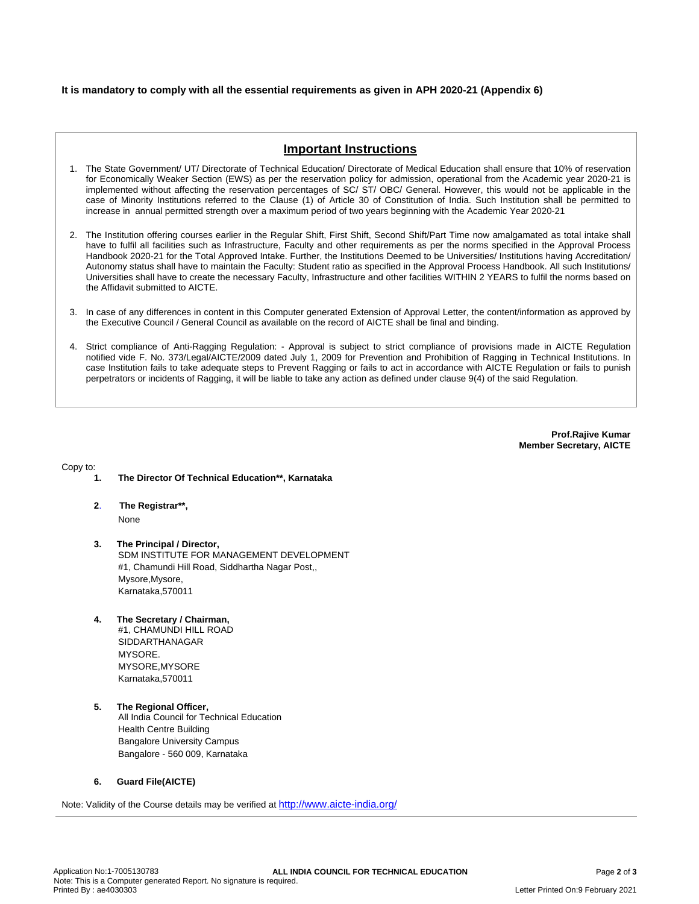**It is mandatory to comply with all the essential requirements as given in APH 2020-21 (Appendix 6)**

## Important Instructions

1. The State Government/ UT/ Directorate of Technical Education/ Directorate of Medical Education shall ensure that 10% of reservation for Economically Weaker Section (EWS) as per the reservation policy for admission, operational from the Academic year 2020-21 is implemented without affecting the reservation percentages of SC/ ST/ OBC/ General. However, this would not be applicable in the case of Minority Institutions referred to the Clause (1) of Article 30 of Constitution of India. Such Institution shall be permitted to increase in annual permitted strength over a maximum period of two years beginning with the Academic Year 2020-21

2. The Institution offering courses earlier in the Regular Shift, First Shift, Second Shift/Part Time now amalgamated as total intake shall have to fulfil all facilities such as Infrastructure, Faculty and other requirements as per the norms specified in the Approval Process Handbook 2020-21 for the Total Approved Intake. Further, the Institutions Deemed to be Universities/ Institutions having Accreditation/ Autonomy status shall have to maintain the Faculty: Student ratio as specified in the Approval Process Handbook. All such Institutions/ Universities shall have to create the necessary Faculty, Infrastructure and other facilities WITHIN 2 YEARS to fulfil the norms based on the Affidavit submitted to AICTE.

3. In case of any differences in content in this Computer generated Extension of Approval Letter, the content/information as approved by the Executive Council / General Council as available on the record of AICTE shall be final and binding.

4. Strict compliance of Anti-Ragging Regulation: - Approval is subject to strict compliance of provisions made in AICTE Regulation notified vide F. No. 373/Legal/AICTE/2009 dated July 1, 2009 for Prevention and Prohibition of Ragging in Technical Institutions. In case Institution fails to take adequate steps to Prevent Ragging or fails to act in accordance with AICTE Regulation or fails to punish perpetrators or incidents of Ragging, it will be liable to take any action as defined under clause 9(4) of the said Regulation.

**Prof.Rajive Kumar**
**Member Secretary, AICTE**

Copy to:

1. **The Director Of Technical Education\*\*, Karnataka**

2. **The Registrar\*\*,**
   None

3. **The Principal / Director,**
   SDM INSTITUTE FOR MANAGEMENT DEVELOPMENT
   #1, Chamundi Hill Road, Siddhartha Nagar Post,,
   Mysore,Mysore,
   Karnataka,570011

4. **The Secretary / Chairman,**
   #1, CHAMUNDI HILL ROAD
   SIDDARTHANAGAR
   MYSORE.
   MYSORE,MYSORE
   Karnataka,570011

5. **The Regional Officer,**
   All India Council for Technical Education
   Health Centre Building
   Bangalore University Campus
   Bangalore - 560 009, Karnataka

6. **Guard File(AICTE)**

Note: Validity of the Course details may be verified at http://www.aicte-india.org/

Application No:1-7005130783 | **ALL INDIA COUNCIL FOR TECHNICAL EDUCATION**
Note: This is a Computer generated Report. No signature is required.
Printed By : ae4030303 | Letter Printed On:9 February 2021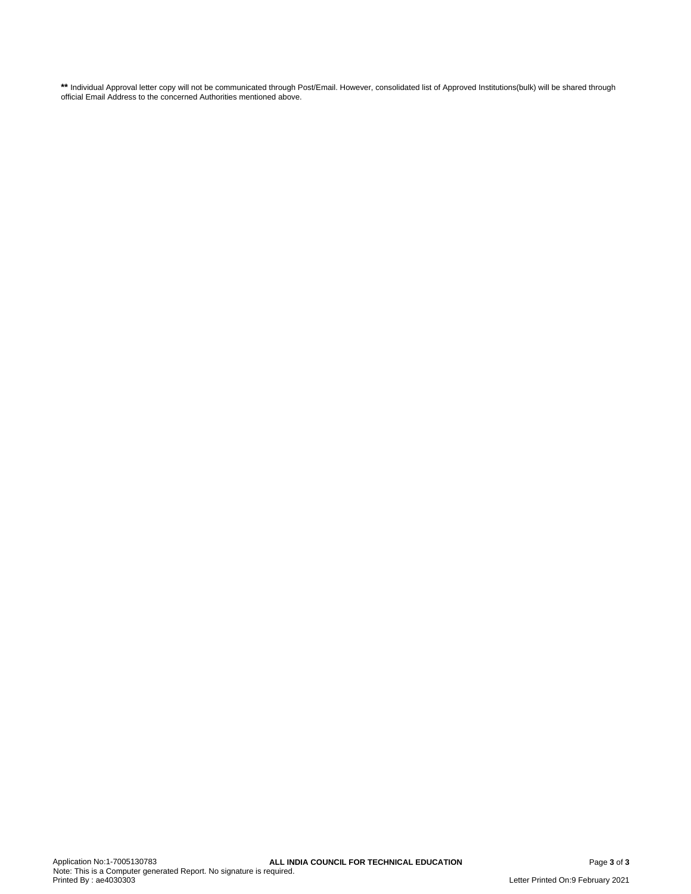**\*\*** Individual Approval letter copy will not be communicated through Post/Email. However, consolidated list of Approved Institutions(bulk) will be shared through official Email Address to the concerned Authorities mentioned above.